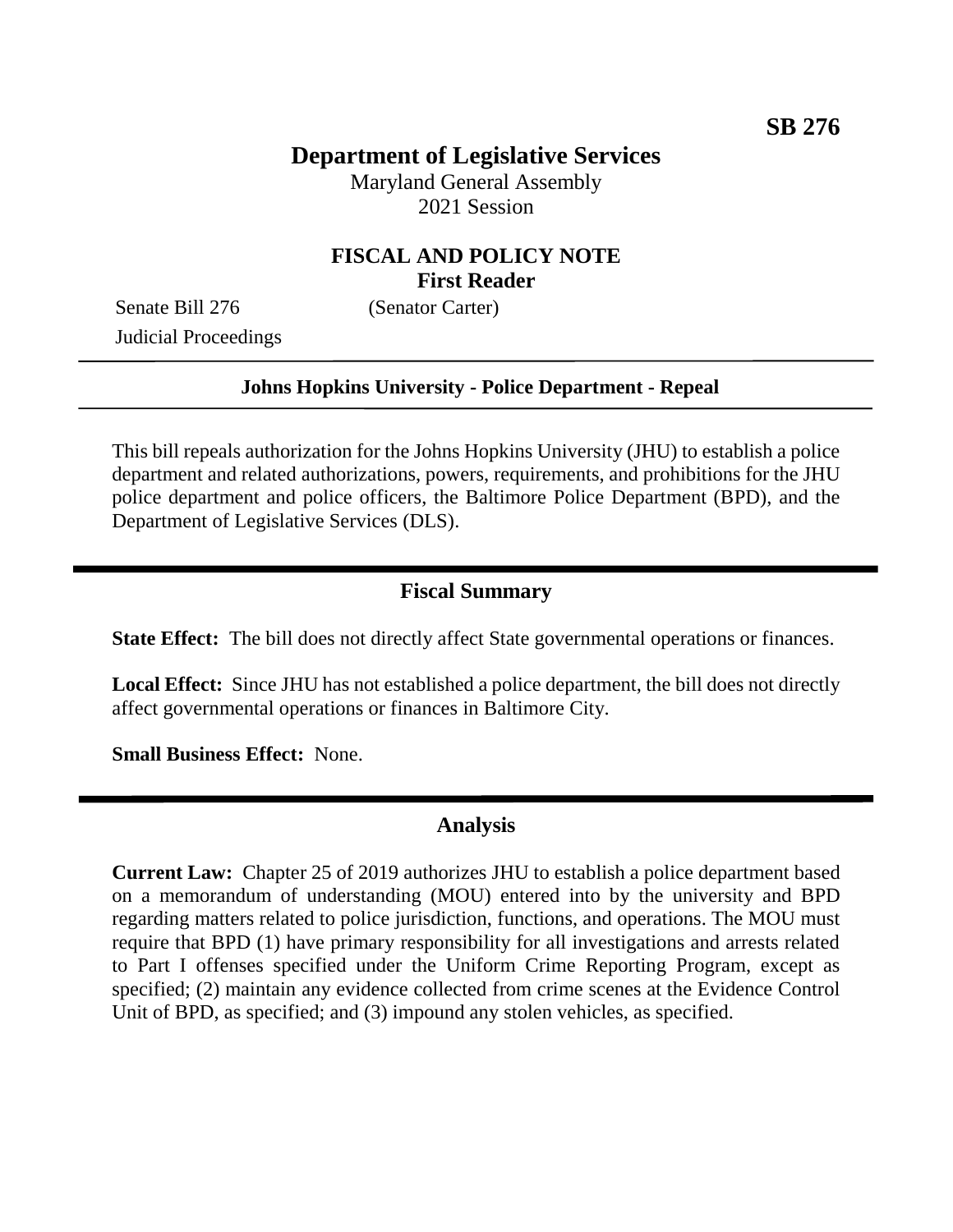**SB 276**

# Department of Legislative Services

Maryland General Assembly
2021 Session

## FISCAL AND POLICY NOTE
**First Reader**

Senate Bill 276 (Senator Carter)
Judicial Proceedings

---

**Johns Hopkins University - Police Department - Repeal**

---

This bill repeals authorization for the Johns Hopkins University (JHU) to establish a police department and related authorizations, powers, requirements, and prohibitions for the JHU police department and police officers, the Baltimore Police Department (BPD), and the Department of Legislative Services (DLS).

## Fiscal Summary

**State Effect:** The bill does not directly affect State governmental operations or finances.

**Local Effect:** Since JHU has not established a police department, the bill does not directly affect governmental operations or finances in Baltimore City.

**Small Business Effect:** None.

## Analysis

**Current Law:** Chapter 25 of 2019 authorizes JHU to establish a police department based on a memorandum of understanding (MOU) entered into by the university and BPD regarding matters related to police jurisdiction, functions, and operations. The MOU must require that BPD (1) have primary responsibility for all investigations and arrests related to Part I offenses specified under the Uniform Crime Reporting Program, except as specified; (2) maintain any evidence collected from crime scenes at the Evidence Control Unit of BPD, as specified; and (3) impound any stolen vehicles, as specified.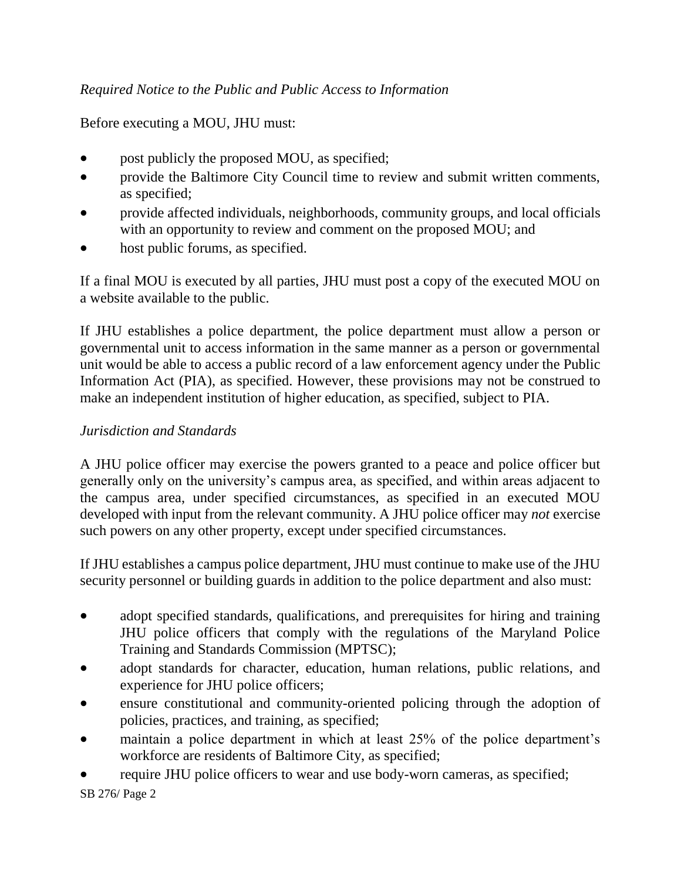*Required Notice to the Public and Public Access to Information*

Before executing a MOU, JHU must:

- post publicly the proposed MOU, as specified;
- provide the Baltimore City Council time to review and submit written comments, as specified;
- provide affected individuals, neighborhoods, community groups, and local officials with an opportunity to review and comment on the proposed MOU; and
- host public forums, as specified.

If a final MOU is executed by all parties, JHU must post a copy of the executed MOU on a website available to the public.

If JHU establishes a police department, the police department must allow a person or governmental unit to access information in the same manner as a person or governmental unit would be able to access a public record of a law enforcement agency under the Public Information Act (PIA), as specified. However, these provisions may not be construed to make an independent institution of higher education, as specified, subject to PIA.

*Jurisdiction and Standards*

A JHU police officer may exercise the powers granted to a peace and police officer but generally only on the university's campus area, as specified, and within areas adjacent to the campus area, under specified circumstances, as specified in an executed MOU developed with input from the relevant community. A JHU police officer may *not* exercise such powers on any other property, except under specified circumstances.

If JHU establishes a campus police department, JHU must continue to make use of the JHU security personnel or building guards in addition to the police department and also must:

- adopt specified standards, qualifications, and prerequisites for hiring and training JHU police officers that comply with the regulations of the Maryland Police Training and Standards Commission (MPTSC);
- adopt standards for character, education, human relations, public relations, and experience for JHU police officers;
- ensure constitutional and community-oriented policing through the adoption of policies, practices, and training, as specified;
- maintain a police department in which at least 25% of the police department's workforce are residents of Baltimore City, as specified;
- require JHU police officers to wear and use body-worn cameras, as specified;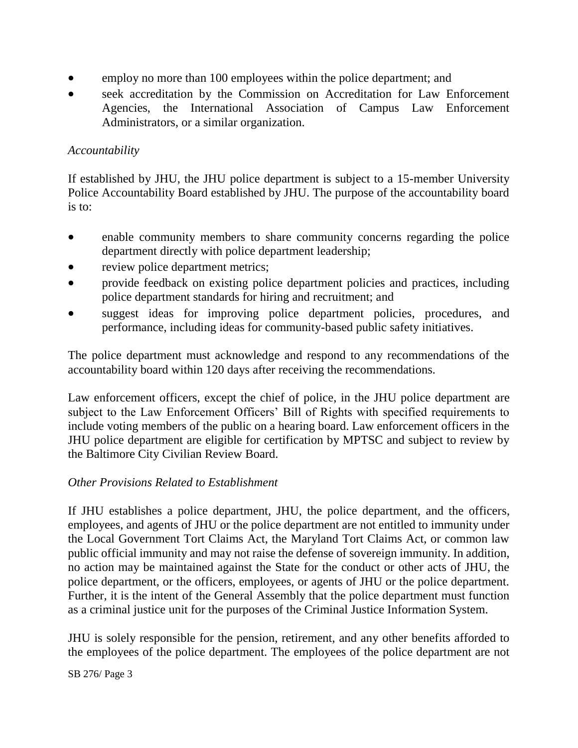- employ no more than 100 employees within the police department; and
- seek accreditation by the Commission on Accreditation for Law Enforcement Agencies, the International Association of Campus Law Enforcement Administrators, or a similar organization.

*Accountability*

If established by JHU, the JHU police department is subject to a 15-member University Police Accountability Board established by JHU. The purpose of the accountability board is to:

- enable community members to share community concerns regarding the police department directly with police department leadership;
- review police department metrics;
- provide feedback on existing police department policies and practices, including police department standards for hiring and recruitment; and
- suggest ideas for improving police department policies, procedures, and performance, including ideas for community-based public safety initiatives.

The police department must acknowledge and respond to any recommendations of the accountability board within 120 days after receiving the recommendations.

Law enforcement officers, except the chief of police, in the JHU police department are subject to the Law Enforcement Officers' Bill of Rights with specified requirements to include voting members of the public on a hearing board. Law enforcement officers in the JHU police department are eligible for certification by MPTSC and subject to review by the Baltimore City Civilian Review Board.

*Other Provisions Related to Establishment*

If JHU establishes a police department, JHU, the police department, and the officers, employees, and agents of JHU or the police department are not entitled to immunity under the Local Government Tort Claims Act, the Maryland Tort Claims Act, or common law public official immunity and may not raise the defense of sovereign immunity. In addition, no action may be maintained against the State for the conduct or other acts of JHU, the police department, or the officers, employees, or agents of JHU or the police department. Further, it is the intent of the General Assembly that the police department must function as a criminal justice unit for the purposes of the Criminal Justice Information System.

JHU is solely responsible for the pension, retirement, and any other benefits afforded to the employees of the police department. The employees of the police department are not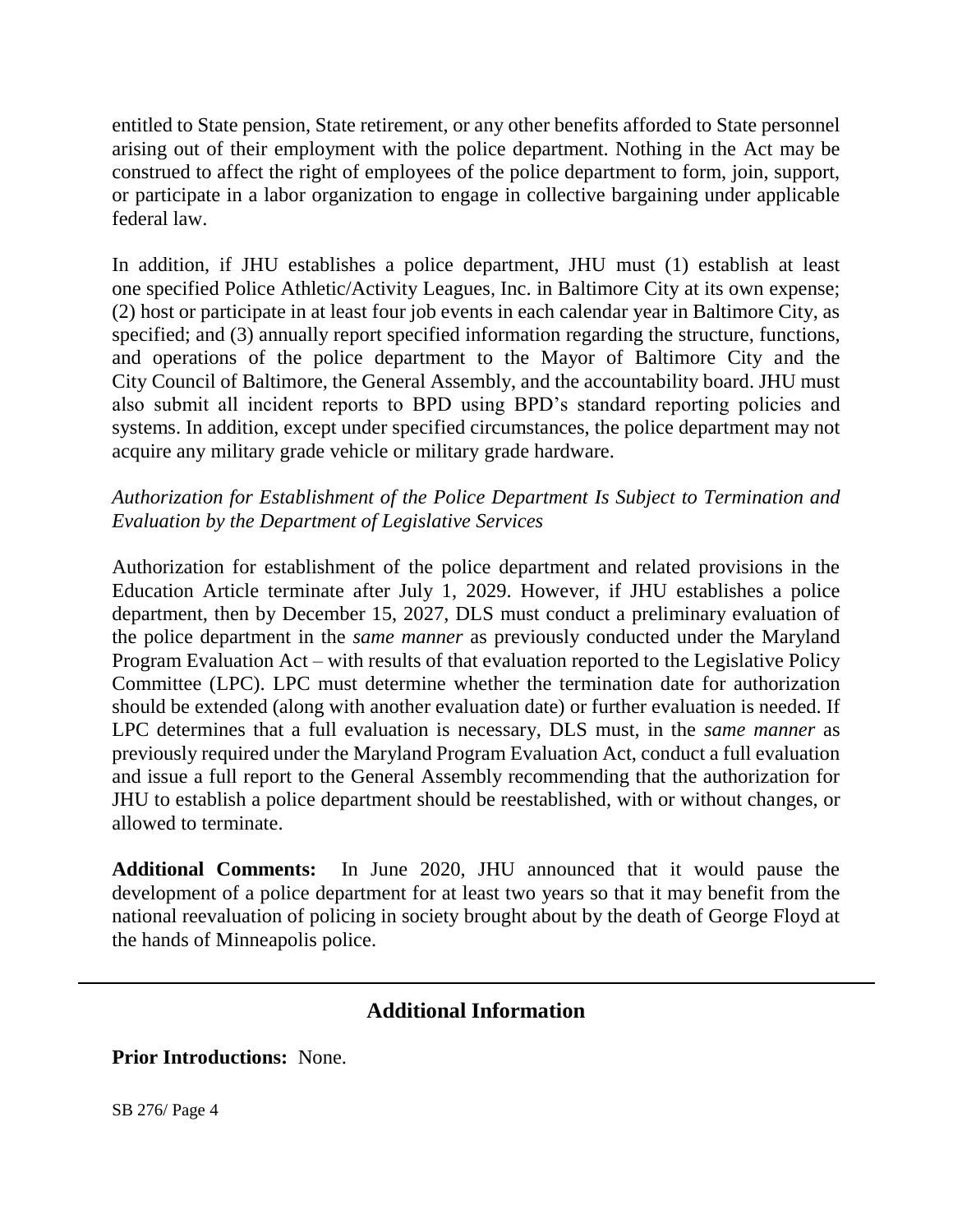entitled to State pension, State retirement, or any other benefits afforded to State personnel arising out of their employment with the police department. Nothing in the Act may be construed to affect the right of employees of the police department to form, join, support, or participate in a labor organization to engage in collective bargaining under applicable federal law.

In addition, if JHU establishes a police department, JHU must (1) establish at least one specified Police Athletic/Activity Leagues, Inc. in Baltimore City at its own expense; (2) host or participate in at least four job events in each calendar year in Baltimore City, as specified; and (3) annually report specified information regarding the structure, functions, and operations of the police department to the Mayor of Baltimore City and the City Council of Baltimore, the General Assembly, and the accountability board. JHU must also submit all incident reports to BPD using BPD's standard reporting policies and systems. In addition, except under specified circumstances, the police department may not acquire any military grade vehicle or military grade hardware.

*Authorization for Establishment of the Police Department Is Subject to Termination and Evaluation by the Department of Legislative Services*

Authorization for establishment of the police department and related provisions in the Education Article terminate after July 1, 2029. However, if JHU establishes a police department, then by December 15, 2027, DLS must conduct a preliminary evaluation of the police department in the *same manner* as previously conducted under the Maryland Program Evaluation Act – with results of that evaluation reported to the Legislative Policy Committee (LPC). LPC must determine whether the termination date for authorization should be extended (along with another evaluation date) or further evaluation is needed. If LPC determines that a full evaluation is necessary, DLS must, in the *same manner* as previously required under the Maryland Program Evaluation Act, conduct a full evaluation and issue a full report to the General Assembly recommending that the authorization for JHU to establish a police department should be reestablished, with or without changes, or allowed to terminate.

**Additional Comments:** In June 2020, JHU announced that it would pause the development of a police department for at least two years so that it may benefit from the national reevaluation of policing in society brought about by the death of George Floyd at the hands of Minneapolis police.

## Additional Information

**Prior Introductions:** None.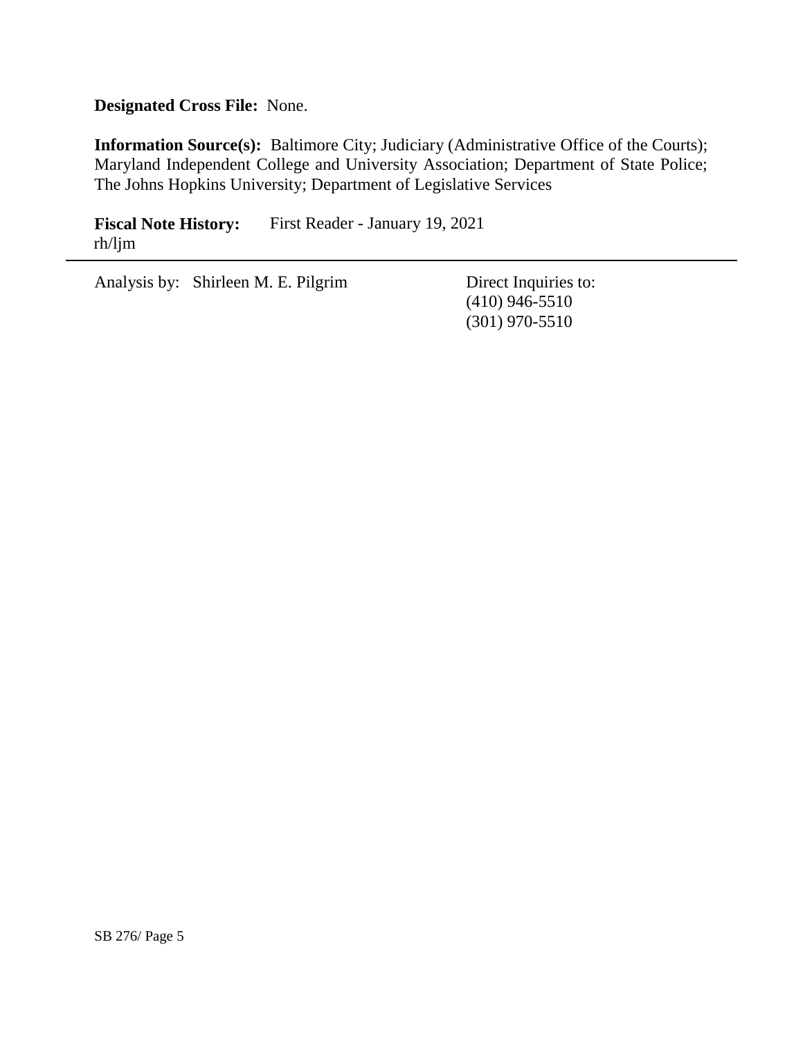**Designated Cross File:** None.

**Information Source(s):** Baltimore City; Judiciary (Administrative Office of the Courts); Maryland Independent College and University Association; Department of State Police; The Johns Hopkins University; Department of Legislative Services

**Fiscal Note History:** First Reader - January 19, 2021
rh/ljm

---

Analysis by: Shirleen M. E. Pilgrim

Direct Inquiries to:
(410) 946-5510
(301) 970-5510